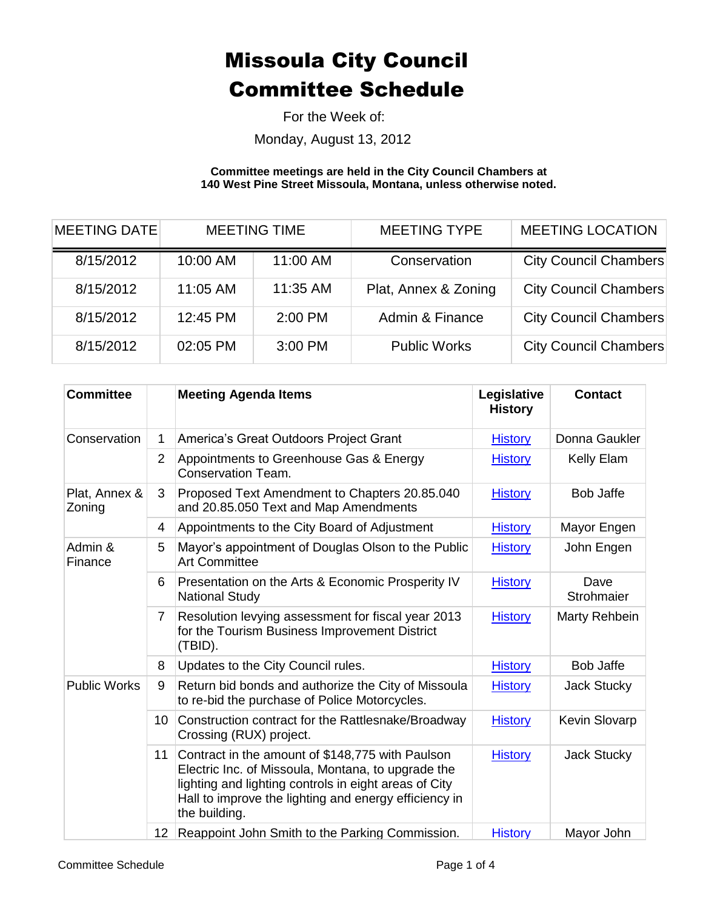# Missoula City Council Committee Schedule

For the Week of:

Monday, August 13, 2012

**Committee meetings are held in the City Council Chambers at 140 West Pine Street Missoula, Montana, unless otherwise noted.**

| MEETING DATE | MEETING TIME | | MEETING TYPE | MEETING LOCATION |
|---|---|---|---|---|
| 8/15/2012 | 10:00 AM | 11:00 AM | Conservation | City Council Chambers |
| 8/15/2012 | 11:05 AM | 11:35 AM | Plat, Annex & Zoning | City Council Chambers |
| 8/15/2012 | 12:45 PM | 2:00 PM | Admin & Finance | City Council Chambers |
| 8/15/2012 | 02:05 PM | 3:00 PM | Public Works | City Council Chambers |

| Committee | | Meeting Agenda Items | Legislative History | Contact |
|---|---|---|---|---|
| Conservation | 1 | America's Great Outdoors Project Grant | History | Donna Gaukler |
| | 2 | Appointments to Greenhouse Gas & Energy Conservation Team. | History | Kelly Elam |
| Plat, Annex & Zoning | 3 | Proposed Text Amendment to Chapters 20.85.040 and 20.85.050 Text and Map Amendments | History | Bob Jaffe |
| | 4 | Appointments to the City Board of Adjustment | History | Mayor Engen |
| Admin & Finance | 5 | Mayor's appointment of Douglas Olson to the Public Art Committee | History | John Engen |
| | 6 | Presentation on the Arts & Economic Prosperity IV National Study | History | Dave Strohmaier |
| | 7 | Resolution levying assessment for fiscal year 2013 for the Tourism Business Improvement District (TBID). | History | Marty Rehbein |
| | 8 | Updates to the City Council rules. | History | Bob Jaffe |
| Public Works | 9 | Return bid bonds and authorize the City of Missoula to re-bid the purchase of Police Motorcycles. | History | Jack Stucky |
| | 10 | Construction contract for the Rattlesnake/Broadway Crossing (RUX) project. | History | Kevin Slovarp |
| | 11 | Contract in the amount of $148,775 with Paulson Electric Inc. of Missoula, Montana, to upgrade the lighting and lighting controls in eight areas of City Hall to improve the lighting and energy efficiency in the building. | History | Jack Stucky |
| | 12 | Reappoint John Smith to the Parking Commission. | History | Mayor John |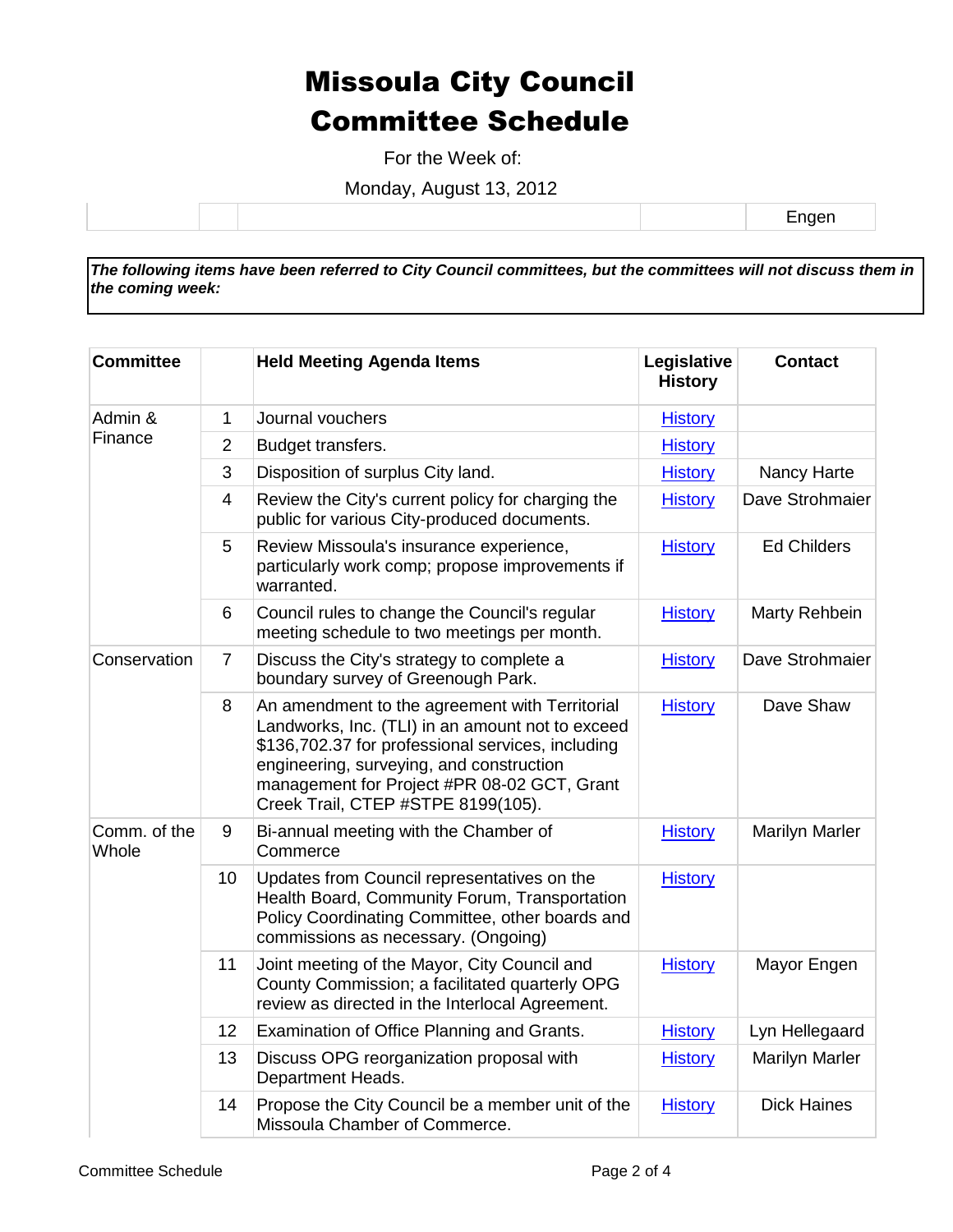# Missoula City Council
# Committee Schedule

For the Week of:

Monday, August 13, 2012

| | | | | |
|---|---|---|---|---|
| | | | | Engen |

***The following items have been referred to City Council committees, but the committees will not discuss them in the coming week:***

| Committee | | Held Meeting Agenda Items | Legislative History | Contact |
|---|---|---|---|---|
| Admin & Finance | 1 | Journal vouchers | History | |
| | 2 | Budget transfers. | History | |
| | 3 | Disposition of surplus City land. | History | Nancy Harte |
| | 4 | Review the City's current policy for charging the public for various City-produced documents. | History | Dave Strohmaier |
| | 5 | Review Missoula's insurance experience, particularly work comp; propose improvements if warranted. | History | Ed Childers |
| | 6 | Council rules to change the Council's regular meeting schedule to two meetings per month. | History | Marty Rehbein |
| Conservation | 7 | Discuss the City's strategy to complete a boundary survey of Greenough Park. | History | Dave Strohmaier |
| | 8 | An amendment to the agreement with Territorial Landworks, Inc. (TLI) in an amount not to exceed $136,702.37 for professional services, including engineering, surveying, and construction management for Project #PR 08-02 GCT, Grant Creek Trail, CTEP #STPE 8199(105). | History | Dave Shaw |
| Comm. of the Whole | 9 | Bi-annual meeting with the Chamber of Commerce | History | Marilyn Marler |
| | 10 | Updates from Council representatives on the Health Board, Community Forum, Transportation Policy Coordinating Committee, other boards and commissions as necessary. (Ongoing) | History | |
| | 11 | Joint meeting of the Mayor, City Council and County Commission; a facilitated quarterly OPG review as directed in the Interlocal Agreement. | History | Mayor Engen |
| | 12 | Examination of Office Planning and Grants. | History | Lyn Hellegaard |
| | 13 | Discuss OPG reorganization proposal with Department Heads. | History | Marilyn Marler |
| | 14 | Propose the City Council be a member unit of the Missoula Chamber of Commerce. | History | Dick Haines |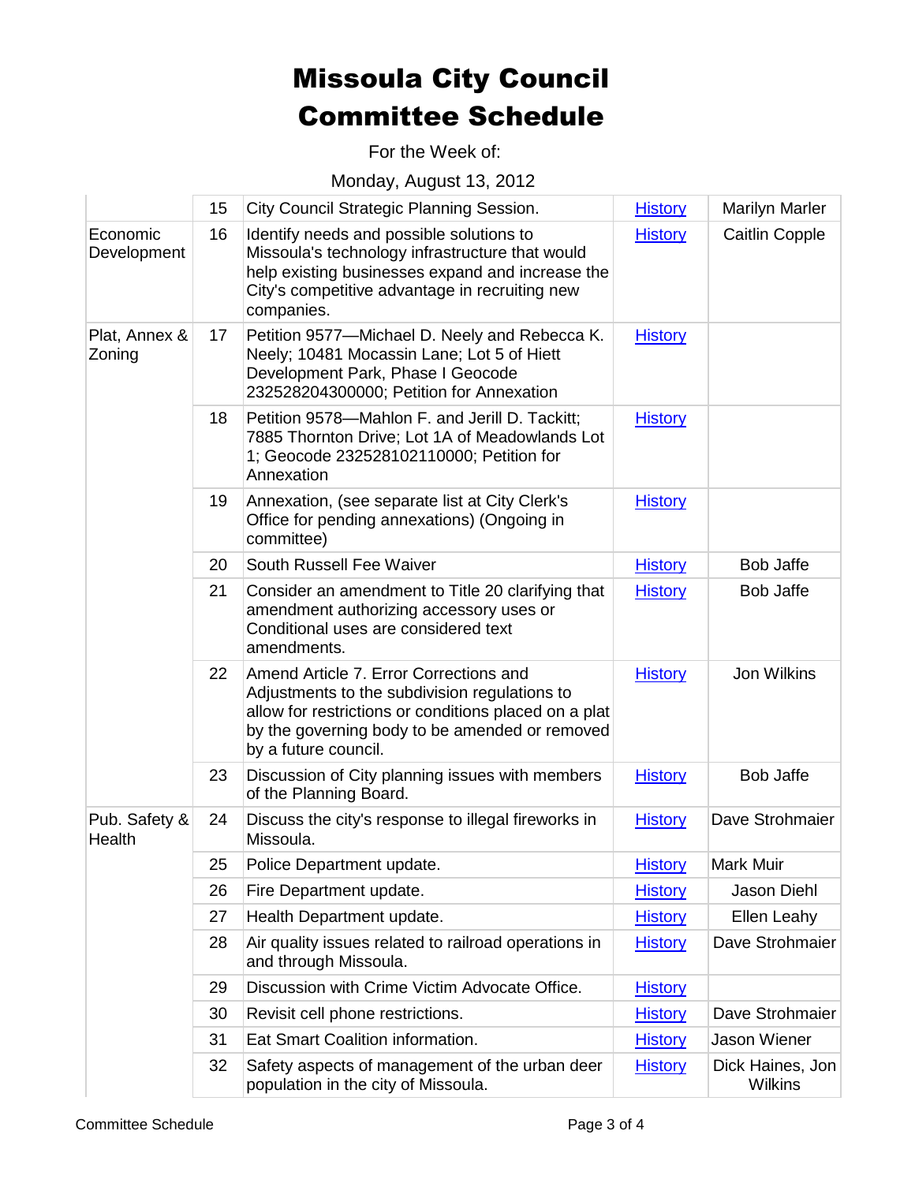# Missoula City Council Committee Schedule

For the Week of:

Monday, August 13, 2012

| | | | | |
|---|---|---|---|---|
| | 15 | City Council Strategic Planning Session. | History | Marilyn Marler |
| Economic Development | 16 | Identify needs and possible solutions to Missoula's technology infrastructure that would help existing businesses expand and increase the City's competitive advantage in recruiting new companies. | History | Caitlin Copple |
| Plat, Annex & Zoning | 17 | Petition 9577—Michael D. Neely and Rebecca K. Neely; 10481 Mocassin Lane; Lot 5 of Hiett Development Park, Phase I Geocode 232528204300000; Petition for Annexation | History | |
| | 18 | Petition 9578—Mahlon F. and Jerill D. Tackitt; 7885 Thornton Drive; Lot 1A of Meadowlands Lot 1; Geocode 232528102110000; Petition for Annexation | History | |
| | 19 | Annexation, (see separate list at City Clerk's Office for pending annexations) (Ongoing in committee) | History | |
| | 20 | South Russell Fee Waiver | History | Bob Jaffe |
| | 21 | Consider an amendment to Title 20 clarifying that amendment authorizing accessory uses or Conditional uses are considered text amendments. | History | Bob Jaffe |
| | 22 | Amend Article 7. Error Corrections and Adjustments to the subdivision regulations to allow for restrictions or conditions placed on a plat by the governing body to be amended or removed by a future council. | History | Jon Wilkins |
| | 23 | Discussion of City planning issues with members of the Planning Board. | History | Bob Jaffe |
| Pub. Safety & Health | 24 | Discuss the city's response to illegal fireworks in Missoula. | History | Dave Strohmaier |
| | 25 | Police Department update. | History | Mark Muir |
| | 26 | Fire Department update. | History | Jason Diehl |
| | 27 | Health Department update. | History | Ellen Leahy |
| | 28 | Air quality issues related to railroad operations in and through Missoula. | History | Dave Strohmaier |
| | 29 | Discussion with Crime Victim Advocate Office. | History | |
| | 30 | Revisit cell phone restrictions. | History | Dave Strohmaier |
| | 31 | Eat Smart Coalition information. | History | Jason Wiener |
| | 32 | Safety aspects of management of the urban deer population in the city of Missoula. | History | Dick Haines, Jon Wilkins |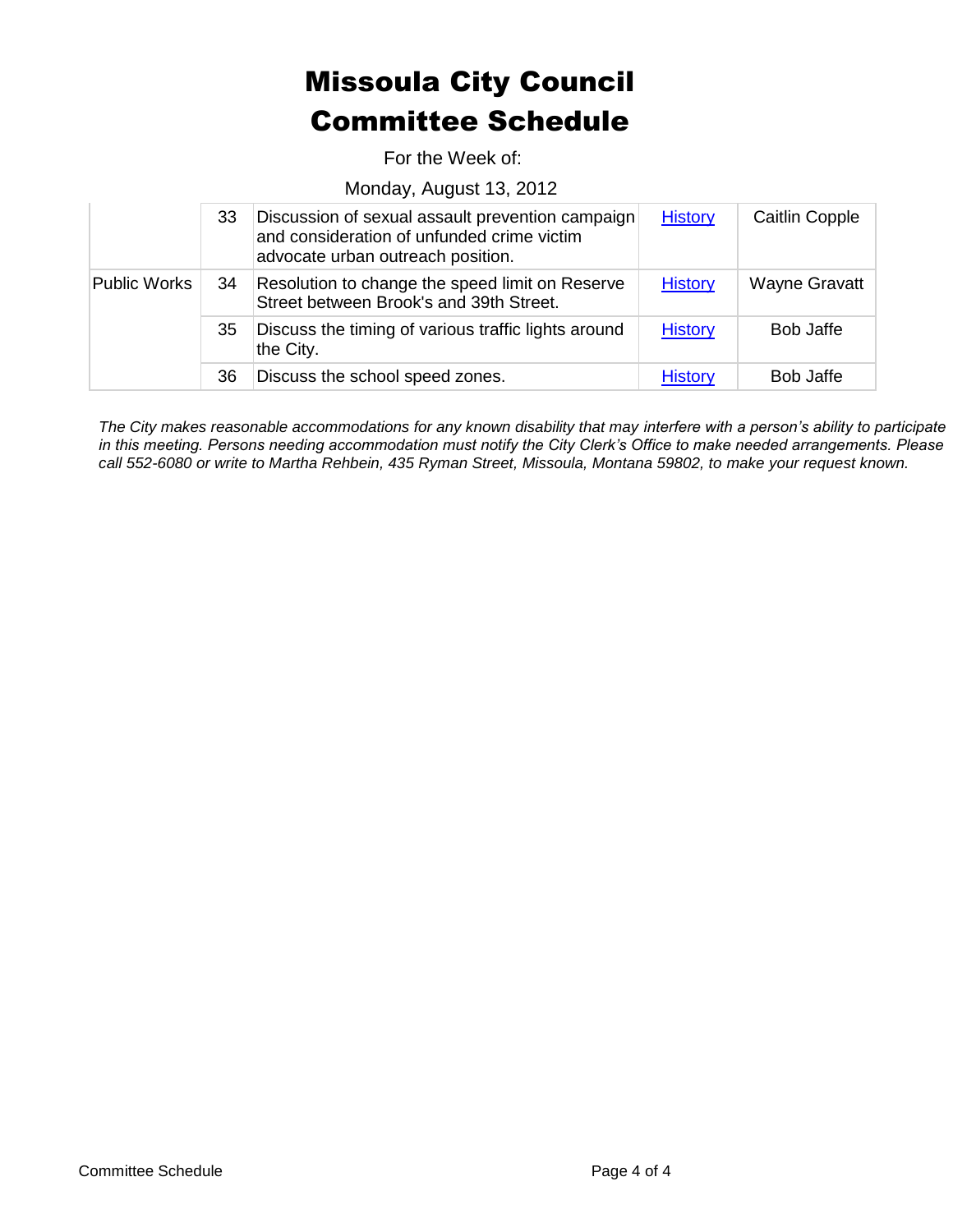# Missoula City Council
# Committee Schedule

For the Week of:

Monday, August 13, 2012

| | | | | |
|---|---|---|---|---|
| | 33 | Discussion of sexual assault prevention campaign and consideration of unfunded crime victim advocate urban outreach position. | History | Caitlin Copple |
| Public Works | 34 | Resolution to change the speed limit on Reserve Street between Brook's and 39th Street. | History | Wayne Gravatt |
| | 35 | Discuss the timing of various traffic lights around the City. | History | Bob Jaffe |
| | 36 | Discuss the school speed zones. | History | Bob Jaffe |

*The City makes reasonable accommodations for any known disability that may interfere with a person's ability to participate in this meeting. Persons needing accommodation must notify the City Clerk's Office to make needed arrangements. Please call 552-6080 or write to Martha Rehbein, 435 Ryman Street, Missoula, Montana 59802, to make your request known.*